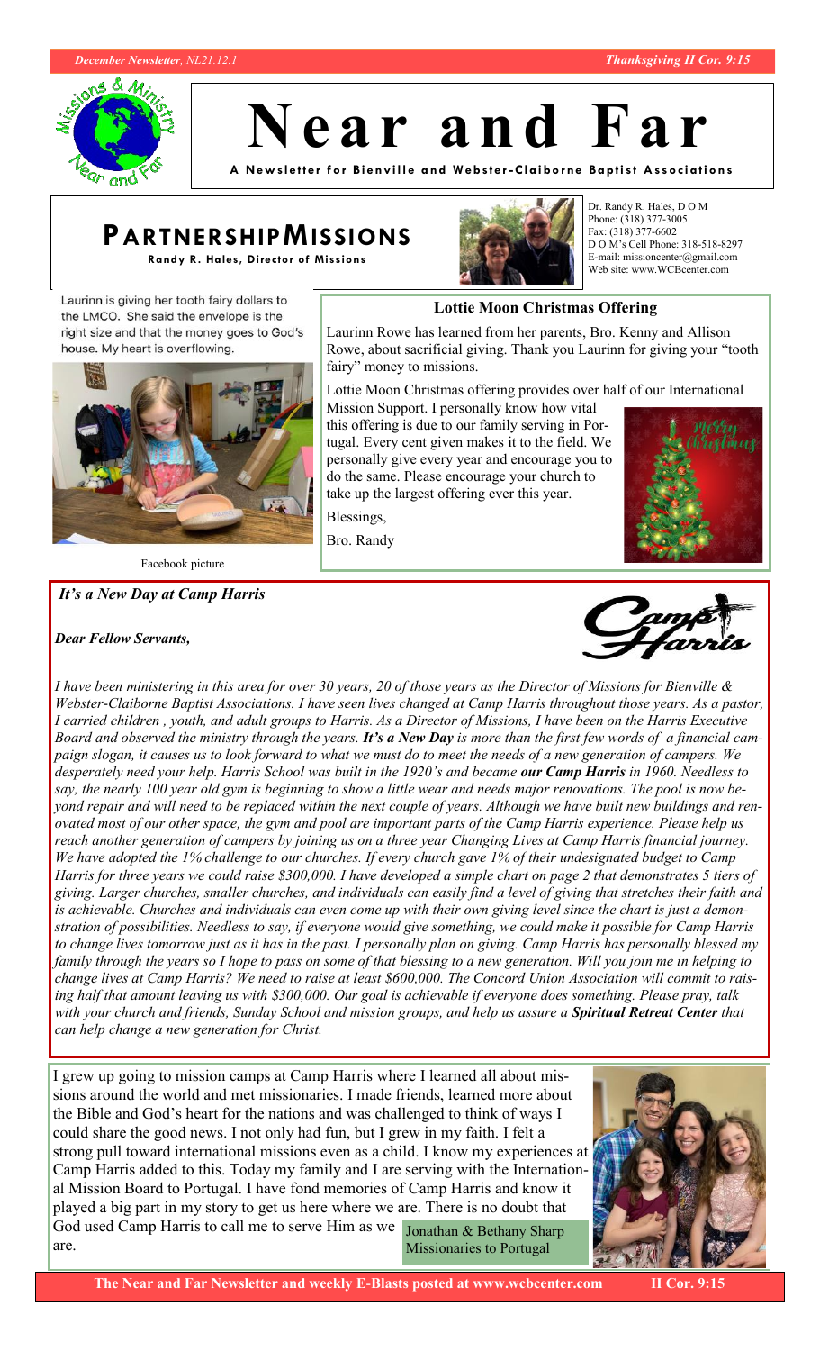# Near and Far

**A Newsletter for Bienville and Webster-Claiborne Baptist Associations**

## PARTNERSHIP MISSIONS

**Randy R. Hales, Director of Missions**

Dr. Randy R. Hales, D O M
Phone: (318) 377-3005
Fax: (318) 377-6602
D O M's Cell Phone: 318-518-8297
E-mail: missioncenter@gmail.com
Web site: www.WCBcenter.com

Laurinn is giving her tooth fairy dollars to the LMCO. She said the envelope is the right size and that the money goes to God's house. My heart is overflowing.

Facebook picture

### Lottie Moon Christmas Offering

Laurinn Rowe has learned from her parents, Bro. Kenny and Allison Rowe, about sacrificial giving. Thank you Laurinn for giving your "tooth fairy" money to missions.

Lottie Moon Christmas offering provides over half of our International Mission Support. I personally know how vital this offering is due to our family serving in Portugal. Every cent given makes it to the field. We personally give every year and encourage you to do the same. Please encourage your church to take up the largest offering ever this year.

Blessings,

Bro. Randy

### *It's a New Day at Camp Harris*

***Dear Fellow Servants,***

*I have been ministering in this area for over 30 years, 20 of those years as the Director of Missions for Bienville & Webster-Claiborne Baptist Associations. I have seen lives changed at Camp Harris throughout those years. As a pastor, I carried children , youth, and adult groups to Harris. As a Director of Missions, I have been on the Harris Executive Board and observed the ministry through the years.* ***It's a New Day*** *is more than the first few words of a financial campaign slogan, it causes us to look forward to what we must do to meet the needs of a new generation of campers. We desperately need your help. Harris School was built in the 1920's and became* ***our Camp Harris*** *in 1960. Needless to say, the nearly 100 year old gym is beginning to show a little wear and needs major renovations. The pool is now beyond repair and will need to be replaced within the next couple of years. Although we have built new buildings and renovated most of our other space, the gym and pool are important parts of the Camp Harris experience. Please help us reach another generation of campers by joining us on a three year Changing Lives at Camp Harris financial journey. We have adopted the 1% challenge to our churches. If every church gave 1% of their undesignated budget to Camp Harris for three years we could raise $300,000. I have developed a simple chart on page 2 that demonstrates 5 tiers of giving. Larger churches, smaller churches, and individuals can easily find a level of giving that stretches their faith and is achievable. Churches and individuals can even come up with their own giving level since the chart is just a demonstration of possibilities. Needless to say, if everyone would give something, we could make it possible for Camp Harris to change lives tomorrow just as it has in the past. I personally plan on giving. Camp Harris has personally blessed my family through the years so I hope to pass on some of that blessing to a new generation. Will you join me in helping to change lives at Camp Harris? We need to raise at least $600,000. The Concord Union Association will commit to raising half that amount leaving us with $300,000. Our goal is achievable if everyone does something. Please pray, talk with your church and friends, Sunday School and mission groups, and help us assure a* ***Spiritual Retreat Center*** *that can help change a new generation for Christ.*

I grew up going to mission camps at Camp Harris where I learned all about missions around the world and met missionaries. I made friends, learned more about the Bible and God's heart for the nations and was challenged to think of ways I could share the good news. I not only had fun, but I grew in my faith. I felt a strong pull toward international missions even as a child. I know my experiences at Camp Harris added to this. Today my family and I are serving with the International Mission Board to Portugal. I have fond memories of Camp Harris and know it played a big part in my story to get us here where we are. There is no doubt that God used Camp Harris to call me to serve Him as we are.

Jonathan & Bethany Sharp
Missionaries to Portugal

**The Near and Far Newsletter and weekly E-Blasts posted at www.wcbcenter.com II Cor. 9:15**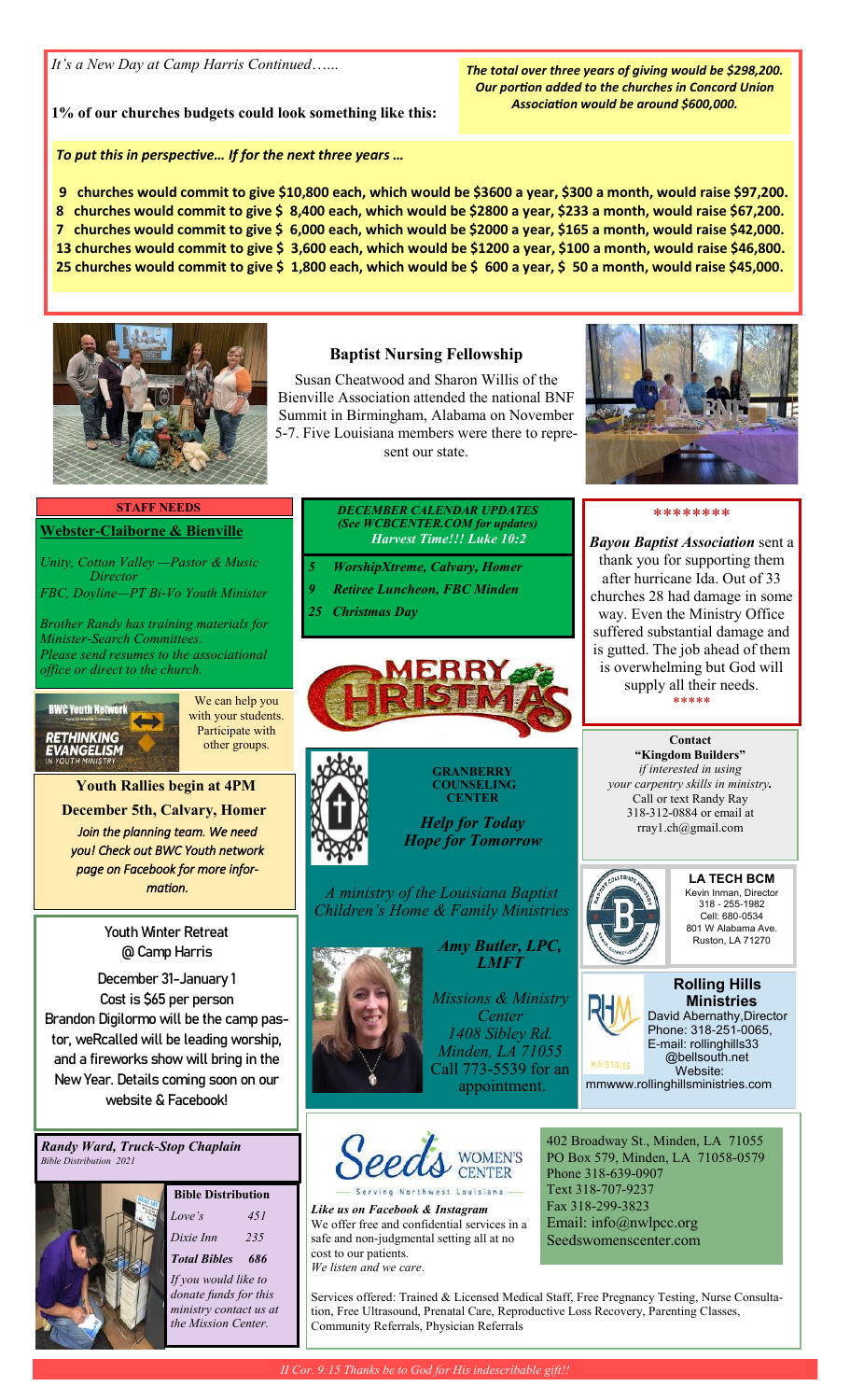*It's a New Day at Camp Harris Continued……*

**1% of our churches budgets could look something like this:**

***The total over three years of giving would be $298,200. Our portion added to the churches in Concord Union Association would be around $600,000.***

***To put this in perspective… If for the next three years …***

**9 churches would commit to give $10,800 each, which would be $3600 a year, $300 a month, would raise $97,200.**
**8 churches would commit to give $ 8,400 each, which would be $2800 a year, $233 a month, would raise $67,200.**
**7 churches would commit to give $ 6,000 each, which would be $2000 a year, $165 a month, would raise $42,000.**
**13 churches would commit to give $ 3,600 each, which would be $1200 a year, $100 a month, would raise $46,800.**
**25 churches would commit to give $ 1,800 each, which would be $ 600 a year, $ 50 a month, would raise $45,000.**

## Baptist Nursing Fellowship

Susan Cheatwood and Sharon Willis of the Bienville Association attended the national BNF Summit in Birmingham, Alabama on November 5-7. Five Louisiana members were there to represent our state.

**STAFF NEEDS**

**Webster-Claiborne & Bienville**

*Unity, Cotton Valley —Pastor & Music Director*
*FBC, Doyline—PT Bi-Vo Youth Minister*

*Brother Randy has training materials for Minister-Search Committees.*
*Please send resumes to the associational office or direct to the church.*

BWC Youth Network — RETHINKING EVANGELISM

We can help you with your students. Participate with other groups.

**Youth Rallies begin at 4PM**

**December 5th, Calvary, Homer**

*Join the planning team. We need you! Check out BWC Youth network page on Facebook for more information.*

Youth Winter Retreat @ Camp Harris

December 31-January 1
Cost is $65 per person
Brandon Digilormo will be the camp pastor, weRcalled will be leading worship, and a fireworks show will bring in the New Year. Details coming soon on our website & Facebook!

***DECEMBER CALENDAR UPDATES***
***(See WCBCENTER.COM for updates)***
***Harvest Time!!! Luke 10:2***

- ***5 WorshipXtreme, Calvary, Homer***
- ***9 Retiree Luncheon, FBC Minden***
- ***25 Christmas Day***

MERRY CHRISTMAS

**GRANBERRY COUNSELING CENTER**

***Help for Today***
***Hope for Tomorrow***

*A ministry of the Louisiana Baptist Children's Home & Family Ministries*

***Amy Butler, LPC, LMFT***

*Missions & Ministry Center*
*1408 Sibley Rd.*
*Minden, LA 71055*
Call 773-5539 for an appointment.

\*\*\*\*\*\*\*\*

***Bayou Baptist Association*** sent a thank you for supporting them after hurricane Ida. Out of 33 churches 28 had damage in some way. Even the Ministry Office suffered substantial damage and is gutted. The job ahead of them is overwhelming but God will supply all their needs.

\*\*\*\*\*

**Contact**
**"Kingdom Builders"**
*if interested in using your carpentry skills in ministry.*
Call or text Randy Ray
318-312-0884 or email at
rray1.ch@gmail.com

**LA TECH BCM**
Kevin Inman, Director
318 - 255-1982
Cell: 680-0534
801 W Alabama Ave.
Ruston, LA 71270

**Rolling Hills Ministries**
David Abernathy,Director
Phone: 318-251-0065,
E-mail: rollinghills33@bellsouth.net
Website:
mmwww.rollinghillsministries.com

***Randy Ward, Truck-Stop Chaplain***
*Bible Distribution 2021*

| **Bible Distribution** | |
|---|---|
| *Love's* | *451* |
| *Dixie Inn* | *235* |
| ***Total Bibles*** | ***686*** |

*If you would like to donate funds for this ministry contact us at the Mission Center.*

Seeds WOMEN'S CENTER — Serving Northwest Louisiana

***Like us on Facebook & Instagram***
We offer free and confidential services in a safe and non-judgmental setting all at no cost to our patients.
*We listen and we care.*

402 Broadway St., Minden, LA 71055
PO Box 579, Minden, LA 71058-0579
Phone 318-639-0907
Text 318-707-9237
Fax 318-299-3823
Email: info@nwlpcc.org
Seedswomenscenter.com

Services offered: Trained & Licensed Medical Staff, Free Pregnancy Testing, Nurse Consultation, Free Ultrasound, Prenatal Care, Reproductive Loss Recovery, Parenting Classes, Community Referrals, Physician Referrals

*II Cor. 9:15 Thanks be to God for His indescribable gift!!*